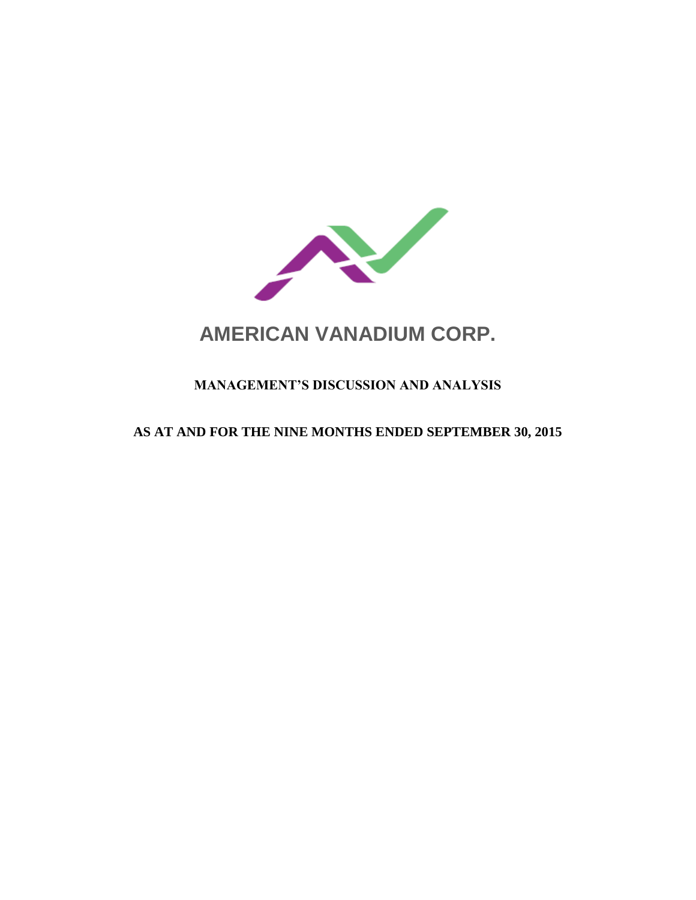# AMERICAN VANADIUM CORP.

## MANAGEMENT'S DISCUSSION AND ANALYSIS

## AS AT AND FOR THE NINE MONTHS ENDED SEPTEMBER 30, 2015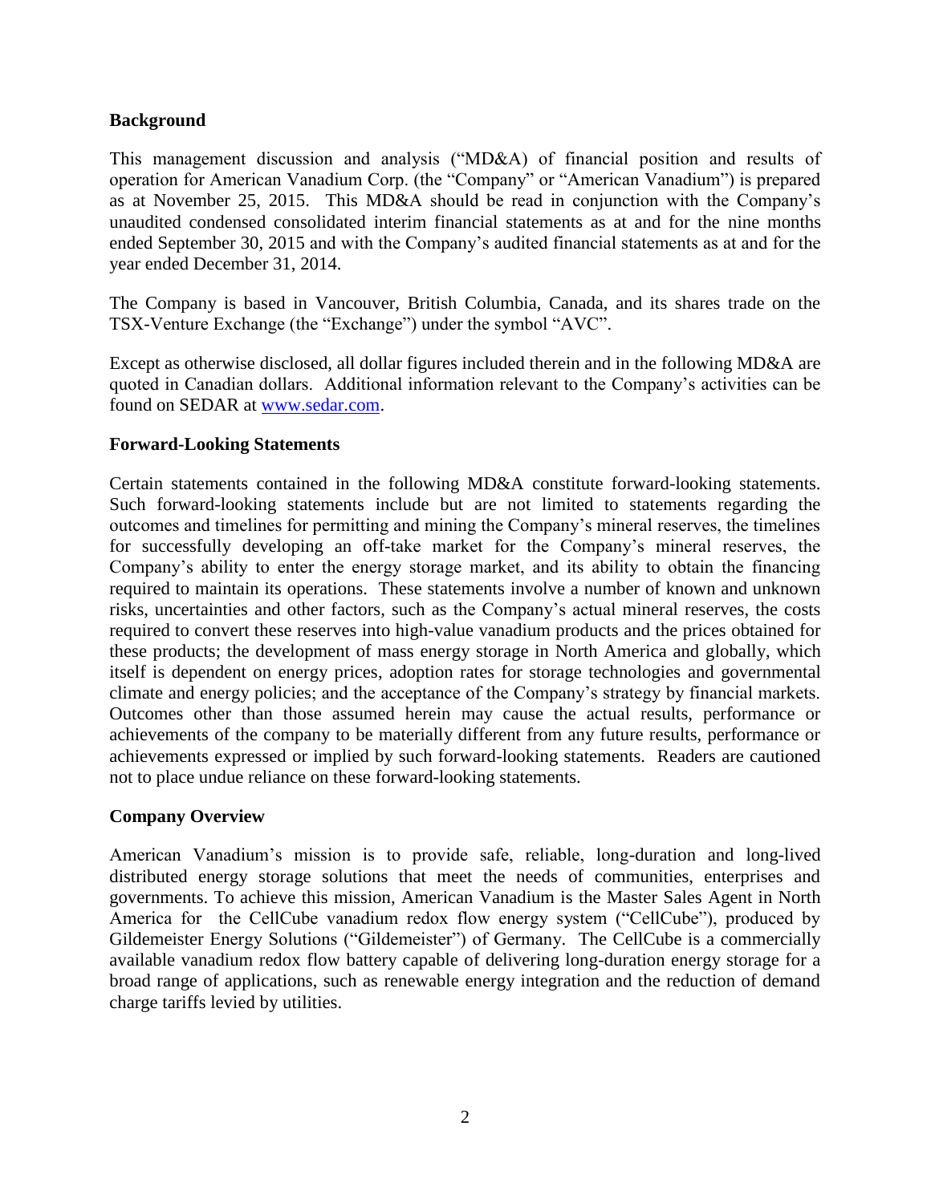## Background

This management discussion and analysis ("MD&A) of financial position and results of operation for American Vanadium Corp. (the "Company" or "American Vanadium") is prepared as at November 25, 2015. This MD&A should be read in conjunction with the Company's unaudited condensed consolidated interim financial statements as at and for the nine months ended September 30, 2015 and with the Company's audited financial statements as at and for the year ended December 31, 2014.

The Company is based in Vancouver, British Columbia, Canada, and its shares trade on the TSX-Venture Exchange (the "Exchange") under the symbol "AVC".

Except as otherwise disclosed, all dollar figures included therein and in the following MD&A are quoted in Canadian dollars. Additional information relevant to the Company's activities can be found on SEDAR at www.sedar.com.

## Forward-Looking Statements

Certain statements contained in the following MD&A constitute forward-looking statements. Such forward-looking statements include but are not limited to statements regarding the outcomes and timelines for permitting and mining the Company's mineral reserves, the timelines for successfully developing an off-take market for the Company's mineral reserves, the Company's ability to enter the energy storage market, and its ability to obtain the financing required to maintain its operations. These statements involve a number of known and unknown risks, uncertainties and other factors, such as the Company's actual mineral reserves, the costs required to convert these reserves into high-value vanadium products and the prices obtained for these products; the development of mass energy storage in North America and globally, which itself is dependent on energy prices, adoption rates for storage technologies and governmental climate and energy policies; and the acceptance of the Company's strategy by financial markets. Outcomes other than those assumed herein may cause the actual results, performance or achievements of the company to be materially different from any future results, performance or achievements expressed or implied by such forward-looking statements. Readers are cautioned not to place undue reliance on these forward-looking statements.

## Company Overview

American Vanadium's mission is to provide safe, reliable, long-duration and long-lived distributed energy storage solutions that meet the needs of communities, enterprises and governments. To achieve this mission, American Vanadium is the Master Sales Agent in North America for the CellCube vanadium redox flow energy system ("CellCube"), produced by Gildemeister Energy Solutions ("Gildemeister") of Germany. The CellCube is a commercially available vanadium redox flow battery capable of delivering long-duration energy storage for a broad range of applications, such as renewable energy integration and the reduction of demand charge tariffs levied by utilities.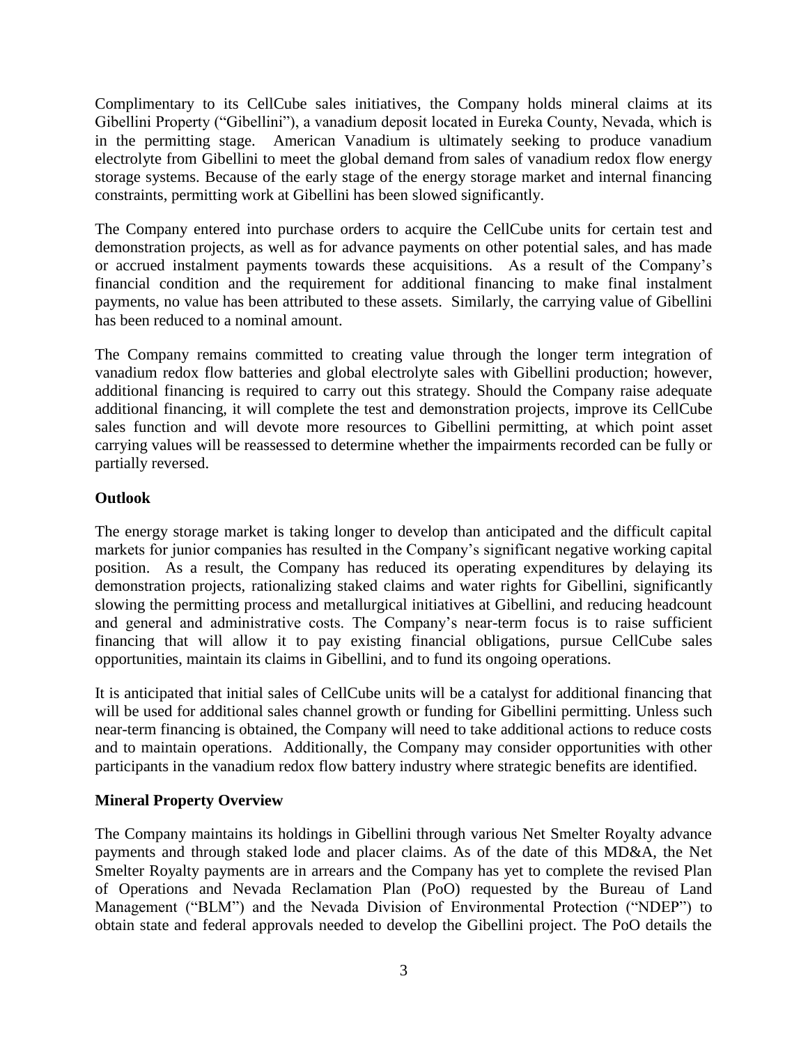Complimentary to its CellCube sales initiatives, the Company holds mineral claims at its Gibellini Property ("Gibellini"), a vanadium deposit located in Eureka County, Nevada, which is in the permitting stage. American Vanadium is ultimately seeking to produce vanadium electrolyte from Gibellini to meet the global demand from sales of vanadium redox flow energy storage systems. Because of the early stage of the energy storage market and internal financing constraints, permitting work at Gibellini has been slowed significantly.

The Company entered into purchase orders to acquire the CellCube units for certain test and demonstration projects, as well as for advance payments on other potential sales, and has made or accrued instalment payments towards these acquisitions. As a result of the Company's financial condition and the requirement for additional financing to make final instalment payments, no value has been attributed to these assets. Similarly, the carrying value of Gibellini has been reduced to a nominal amount.

The Company remains committed to creating value through the longer term integration of vanadium redox flow batteries and global electrolyte sales with Gibellini production; however, additional financing is required to carry out this strategy. Should the Company raise adequate additional financing, it will complete the test and demonstration projects, improve its CellCube sales function and will devote more resources to Gibellini permitting, at which point asset carrying values will be reassessed to determine whether the impairments recorded can be fully or partially reversed.

## Outlook

The energy storage market is taking longer to develop than anticipated and the difficult capital markets for junior companies has resulted in the Company's significant negative working capital position. As a result, the Company has reduced its operating expenditures by delaying its demonstration projects, rationalizing staked claims and water rights for Gibellini, significantly slowing the permitting process and metallurgical initiatives at Gibellini, and reducing headcount and general and administrative costs. The Company's near-term focus is to raise sufficient financing that will allow it to pay existing financial obligations, pursue CellCube sales opportunities, maintain its claims in Gibellini, and to fund its ongoing operations.

It is anticipated that initial sales of CellCube units will be a catalyst for additional financing that will be used for additional sales channel growth or funding for Gibellini permitting. Unless such near-term financing is obtained, the Company will need to take additional actions to reduce costs and to maintain operations. Additionally, the Company may consider opportunities with other participants in the vanadium redox flow battery industry where strategic benefits are identified.

## Mineral Property Overview

The Company maintains its holdings in Gibellini through various Net Smelter Royalty advance payments and through staked lode and placer claims. As of the date of this MD&A, the Net Smelter Royalty payments are in arrears and the Company has yet to complete the revised Plan of Operations and Nevada Reclamation Plan (PoO) requested by the Bureau of Land Management ("BLM") and the Nevada Division of Environmental Protection ("NDEP") to obtain state and federal approvals needed to develop the Gibellini project. The PoO details the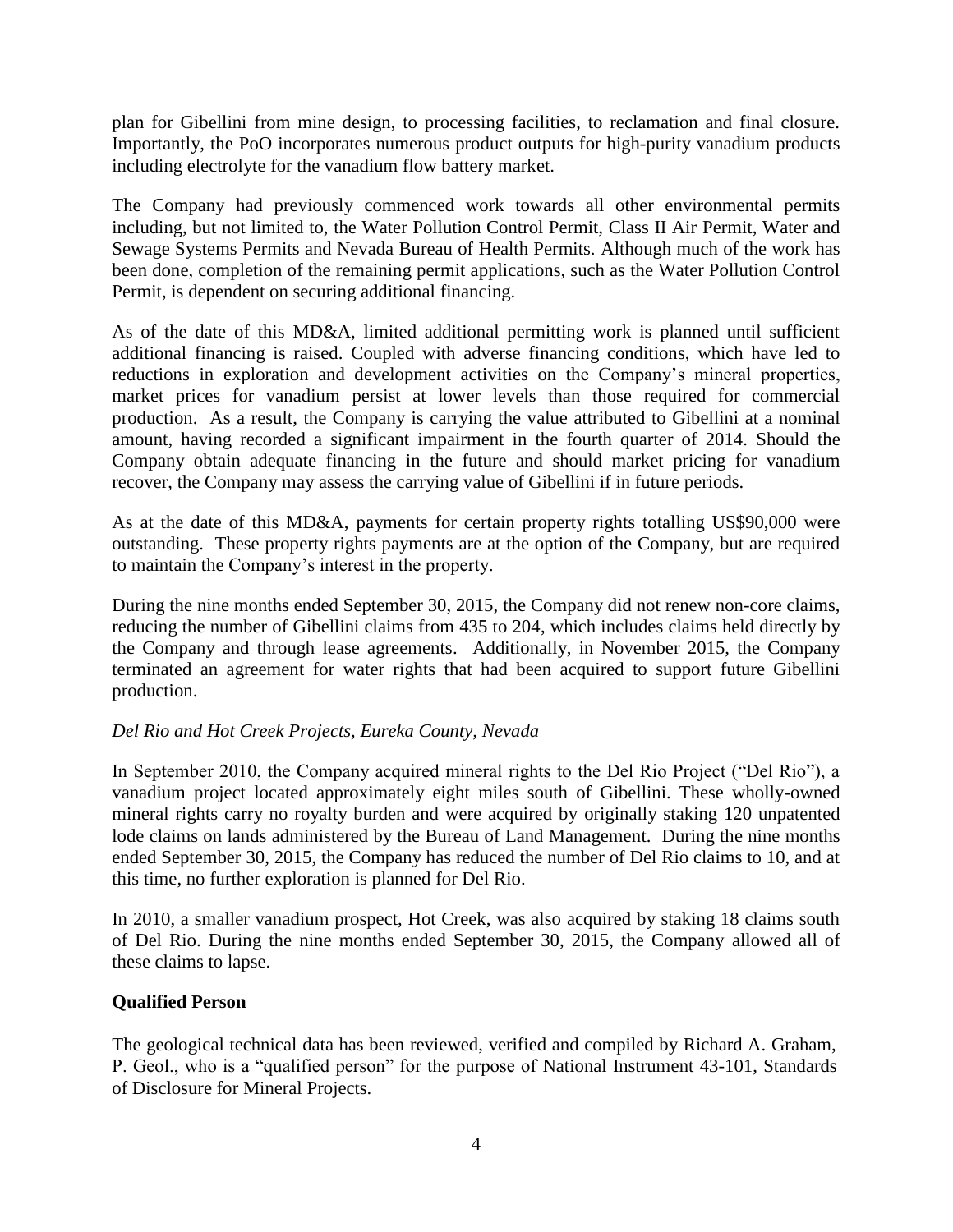plan for Gibellini from mine design, to processing facilities, to reclamation and final closure. Importantly, the PoO incorporates numerous product outputs for high-purity vanadium products including electrolyte for the vanadium flow battery market.

The Company had previously commenced work towards all other environmental permits including, but not limited to, the Water Pollution Control Permit, Class II Air Permit, Water and Sewage Systems Permits and Nevada Bureau of Health Permits. Although much of the work has been done, completion of the remaining permit applications, such as the Water Pollution Control Permit, is dependent on securing additional financing.

As of the date of this MD&A, limited additional permitting work is planned until sufficient additional financing is raised. Coupled with adverse financing conditions, which have led to reductions in exploration and development activities on the Company's mineral properties, market prices for vanadium persist at lower levels than those required for commercial production. As a result, the Company is carrying the value attributed to Gibellini at a nominal amount, having recorded a significant impairment in the fourth quarter of 2014. Should the Company obtain adequate financing in the future and should market pricing for vanadium recover, the Company may assess the carrying value of Gibellini if in future periods.

As at the date of this MD&A, payments for certain property rights totalling US$90,000 were outstanding. These property rights payments are at the option of the Company, but are required to maintain the Company's interest in the property.

During the nine months ended September 30, 2015, the Company did not renew non-core claims, reducing the number of Gibellini claims from 435 to 204, which includes claims held directly by the Company and through lease agreements. Additionally, in November 2015, the Company terminated an agreement for water rights that had been acquired to support future Gibellini production.

*Del Rio and Hot Creek Projects, Eureka County, Nevada*

In September 2010, the Company acquired mineral rights to the Del Rio Project ("Del Rio"), a vanadium project located approximately eight miles south of Gibellini. These wholly-owned mineral rights carry no royalty burden and were acquired by originally staking 120 unpatented lode claims on lands administered by the Bureau of Land Management. During the nine months ended September 30, 2015, the Company has reduced the number of Del Rio claims to 10, and at this time, no further exploration is planned for Del Rio.

In 2010, a smaller vanadium prospect, Hot Creek, was also acquired by staking 18 claims south of Del Rio. During the nine months ended September 30, 2015, the Company allowed all of these claims to lapse.

**Qualified Person**

The geological technical data has been reviewed, verified and compiled by Richard A. Graham, P. Geol., who is a "qualified person" for the purpose of National Instrument 43-101, Standards of Disclosure for Mineral Projects.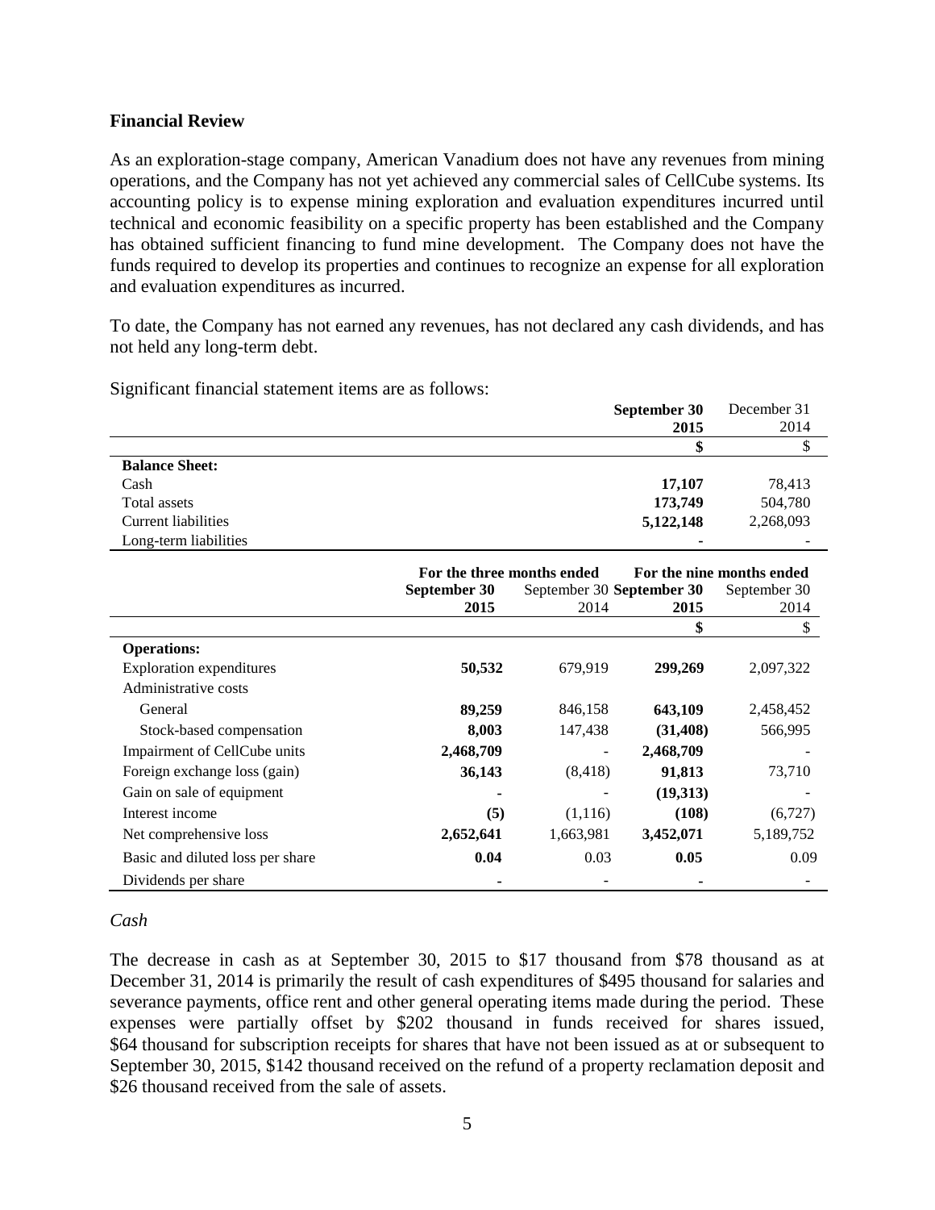**Financial Review**

As an exploration-stage company, American Vanadium does not have any revenues from mining operations, and the Company has not yet achieved any commercial sales of CellCube systems. Its accounting policy is to expense mining exploration and evaluation expenditures incurred until technical and economic feasibility on a specific property has been established and the Company has obtained sufficient financing to fund mine development. The Company does not have the funds required to develop its properties and continues to recognize an expense for all exploration and evaluation expenditures as incurred.

To date, the Company has not earned any revenues, has not declared any cash dividends, and has not held any long-term debt.

Significant financial statement items are as follows:

| | **September 30 2015** | December 31 2014 |
|---|---|---|
| | **$** | $ |
| **Balance Sheet:** | | |
| Cash | **17,107** | 78,413 |
| Total assets | **173,749** | 504,780 |
| Current liabilities | **5,122,148** | 2,268,093 |
| Long-term liabilities | **-** | - |

| | **For the three months ended** | | **For the nine months ended** | |
|---|---|---|---|---|
| | **September 30 2015** | September 30 2014 | **September 30 2015** | September 30 2014 |
| | | | **$** | $ |
| **Operations:** | | | | |
| Exploration expenditures | **50,532** | 679,919 | **299,269** | 2,097,322 |
| Administrative costs | | | | |
| General | **89,259** | 846,158 | **643,109** | 2,458,452 |
| Stock-based compensation | **8,003** | 147,438 | **(31,408)** | 566,995 |
| Impairment of CellCube units | **2,468,709** | - | **2,468,709** | - |
| Foreign exchange loss (gain) | **36,143** | (8,418) | **91,813** | 73,710 |
| Gain on sale of equipment | **-** | - | **(19,313)** | - |
| Interest income | **(5)** | (1,116) | **(108)** | (6,727) |
| Net comprehensive loss | **2,652,641** | 1,663,981 | **3,452,071** | 5,189,752 |
| Basic and diluted loss per share | **0.04** | 0.03 | **0.05** | 0.09 |
| Dividends per share | **-** | - | **-** | - |

*Cash*

The decrease in cash as at September 30, 2015 to $17 thousand from $78 thousand as at December 31, 2014 is primarily the result of cash expenditures of $495 thousand for salaries and severance payments, office rent and other general operating items made during the period. These expenses were partially offset by $202 thousand in funds received for shares issued, $64 thousand for subscription receipts for shares that have not been issued as at or subsequent to September 30, 2015, $142 thousand received on the refund of a property reclamation deposit and $26 thousand received from the sale of assets.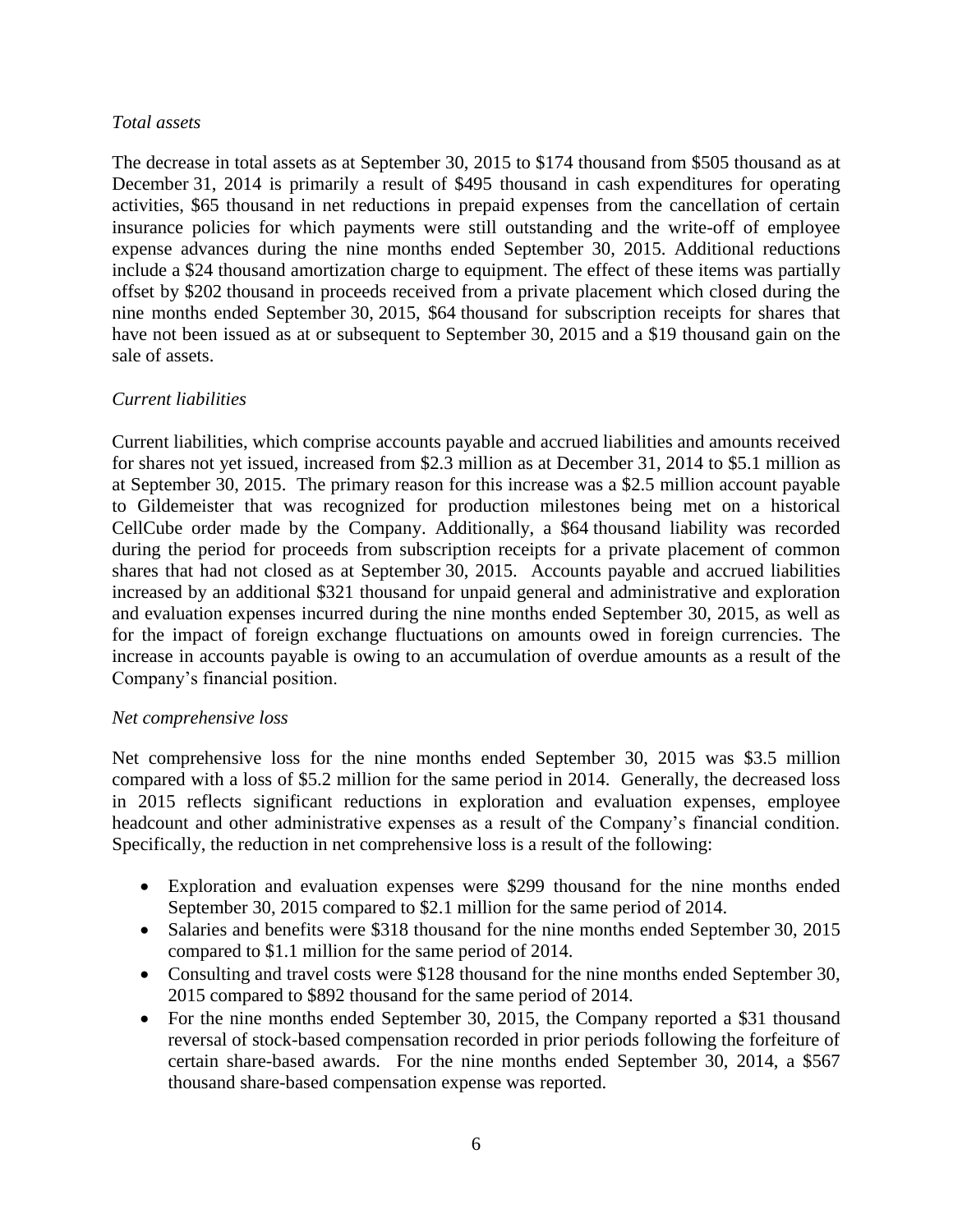*Total assets*

The decrease in total assets as at September 30, 2015 to $174 thousand from $505 thousand as at December 31, 2014 is primarily a result of $495 thousand in cash expenditures for operating activities, $65 thousand in net reductions in prepaid expenses from the cancellation of certain insurance policies for which payments were still outstanding and the write-off of employee expense advances during the nine months ended September 30, 2015. Additional reductions include a $24 thousand amortization charge to equipment. The effect of these items was partially offset by $202 thousand in proceeds received from a private placement which closed during the nine months ended September 30, 2015, $64 thousand for subscription receipts for shares that have not been issued as at or subsequent to September 30, 2015 and a $19 thousand gain on the sale of assets.

*Current liabilities*

Current liabilities, which comprise accounts payable and accrued liabilities and amounts received for shares not yet issued, increased from $2.3 million as at December 31, 2014 to $5.1 million as at September 30, 2015. The primary reason for this increase was a $2.5 million account payable to Gildemeister that was recognized for production milestones being met on a historical CellCube order made by the Company. Additionally, a $64 thousand liability was recorded during the period for proceeds from subscription receipts for a private placement of common shares that had not closed as at September 30, 2015. Accounts payable and accrued liabilities increased by an additional $321 thousand for unpaid general and administrative and exploration and evaluation expenses incurred during the nine months ended September 30, 2015, as well as for the impact of foreign exchange fluctuations on amounts owed in foreign currencies. The increase in accounts payable is owing to an accumulation of overdue amounts as a result of the Company's financial position.

*Net comprehensive loss*

Net comprehensive loss for the nine months ended September 30, 2015 was $3.5 million compared with a loss of $5.2 million for the same period in 2014. Generally, the decreased loss in 2015 reflects significant reductions in exploration and evaluation expenses, employee headcount and other administrative expenses as a result of the Company's financial condition. Specifically, the reduction in net comprehensive loss is a result of the following:

- Exploration and evaluation expenses were $299 thousand for the nine months ended September 30, 2015 compared to $2.1 million for the same period of 2014.
- Salaries and benefits were $318 thousand for the nine months ended September 30, 2015 compared to $1.1 million for the same period of 2014.
- Consulting and travel costs were $128 thousand for the nine months ended September 30, 2015 compared to $892 thousand for the same period of 2014.
- For the nine months ended September 30, 2015, the Company reported a $31 thousand reversal of stock-based compensation recorded in prior periods following the forfeiture of certain share-based awards. For the nine months ended September 30, 2014, a $567 thousand share-based compensation expense was reported.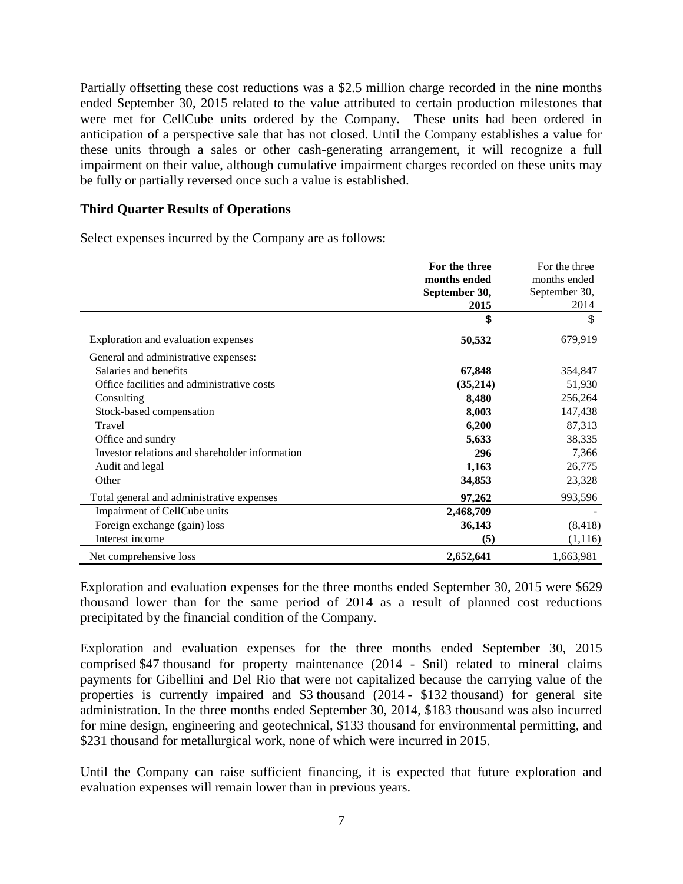Partially offsetting these cost reductions was a $2.5 million charge recorded in the nine months ended September 30, 2015 related to the value attributed to certain production milestones that were met for CellCube units ordered by the Company. These units had been ordered in anticipation of a perspective sale that has not closed. Until the Company establishes a value for these units through a sales or other cash-generating arrangement, it will recognize a full impairment on their value, although cumulative impairment charges recorded on these units may be fully or partially reversed once such a value is established.

### Third Quarter Results of Operations

Select expenses incurred by the Company are as follows:

| | **For the three months ended September 30, 2015** | For the three months ended September 30, 2014 |
|---|---|---|
| | **$** | $ |
| Exploration and evaluation expenses | **50,532** | 679,919 |
| General and administrative expenses: | | |
| Salaries and benefits | **67,848** | 354,847 |
| Office facilities and administrative costs | **(35,214)** | 51,930 |
| Consulting | **8,480** | 256,264 |
| Stock-based compensation | **8,003** | 147,438 |
| Travel | **6,200** | 87,313 |
| Office and sundry | **5,633** | 38,335 |
| Investor relations and shareholder information | **296** | 7,366 |
| Audit and legal | **1,163** | 26,775 |
| Other | **34,853** | 23,328 |
| Total general and administrative expenses | **97,262** | 993,596 |
| Impairment of CellCube units | **2,468,709** | - |
| Foreign exchange (gain) loss | **36,143** | (8,418) |
| Interest income | **(5)** | (1,116) |
| Net comprehensive loss | **2,652,641** | 1,663,981 |

Exploration and evaluation expenses for the three months ended September 30, 2015 were $629 thousand lower than for the same period of 2014 as a result of planned cost reductions precipitated by the financial condition of the Company.

Exploration and evaluation expenses for the three months ended September 30, 2015 comprised $47 thousand for property maintenance (2014 - $nil) related to mineral claims payments for Gibellini and Del Rio that were not capitalized because the carrying value of the properties is currently impaired and $3 thousand (2014 - $132 thousand) for general site administration. In the three months ended September 30, 2014, $183 thousand was also incurred for mine design, engineering and geotechnical, $133 thousand for environmental permitting, and $231 thousand for metallurgical work, none of which were incurred in 2015.

Until the Company can raise sufficient financing, it is expected that future exploration and evaluation expenses will remain lower than in previous years.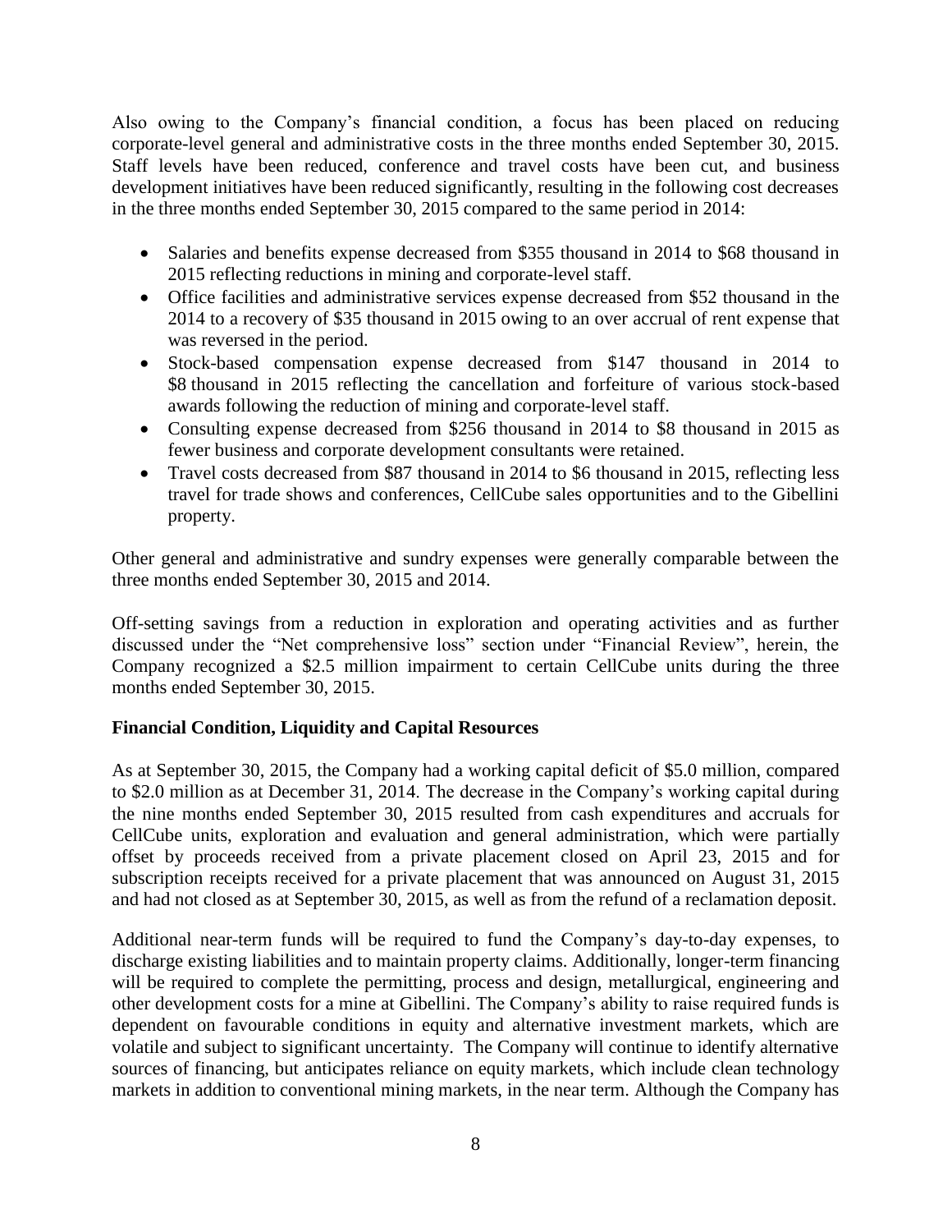Also owing to the Company's financial condition, a focus has been placed on reducing corporate-level general and administrative costs in the three months ended September 30, 2015. Staff levels have been reduced, conference and travel costs have been cut, and business development initiatives have been reduced significantly, resulting in the following cost decreases in the three months ended September 30, 2015 compared to the same period in 2014:

- Salaries and benefits expense decreased from $355 thousand in 2014 to $68 thousand in 2015 reflecting reductions in mining and corporate-level staff.
- Office facilities and administrative services expense decreased from $52 thousand in the 2014 to a recovery of $35 thousand in 2015 owing to an over accrual of rent expense that was reversed in the period.
- Stock-based compensation expense decreased from $147 thousand in 2014 to $8 thousand in 2015 reflecting the cancellation and forfeiture of various stock-based awards following the reduction of mining and corporate-level staff.
- Consulting expense decreased from $256 thousand in 2014 to $8 thousand in 2015 as fewer business and corporate development consultants were retained.
- Travel costs decreased from $87 thousand in 2014 to $6 thousand in 2015, reflecting less travel for trade shows and conferences, CellCube sales opportunities and to the Gibellini property.

Other general and administrative and sundry expenses were generally comparable between the three months ended September 30, 2015 and 2014.

Off-setting savings from a reduction in exploration and operating activities and as further discussed under the "Net comprehensive loss" section under "Financial Review", herein, the Company recognized a $2.5 million impairment to certain CellCube units during the three months ended September 30, 2015.

## Financial Condition, Liquidity and Capital Resources

As at September 30, 2015, the Company had a working capital deficit of $5.0 million, compared to $2.0 million as at December 31, 2014. The decrease in the Company's working capital during the nine months ended September 30, 2015 resulted from cash expenditures and accruals for CellCube units, exploration and evaluation and general administration, which were partially offset by proceeds received from a private placement closed on April 23, 2015 and for subscription receipts received for a private placement that was announced on August 31, 2015 and had not closed as at September 30, 2015, as well as from the refund of a reclamation deposit.

Additional near-term funds will be required to fund the Company's day-to-day expenses, to discharge existing liabilities and to maintain property claims. Additionally, longer-term financing will be required to complete the permitting, process and design, metallurgical, engineering and other development costs for a mine at Gibellini. The Company's ability to raise required funds is dependent on favourable conditions in equity and alternative investment markets, which are volatile and subject to significant uncertainty. The Company will continue to identify alternative sources of financing, but anticipates reliance on equity markets, which include clean technology markets in addition to conventional mining markets, in the near term. Although the Company has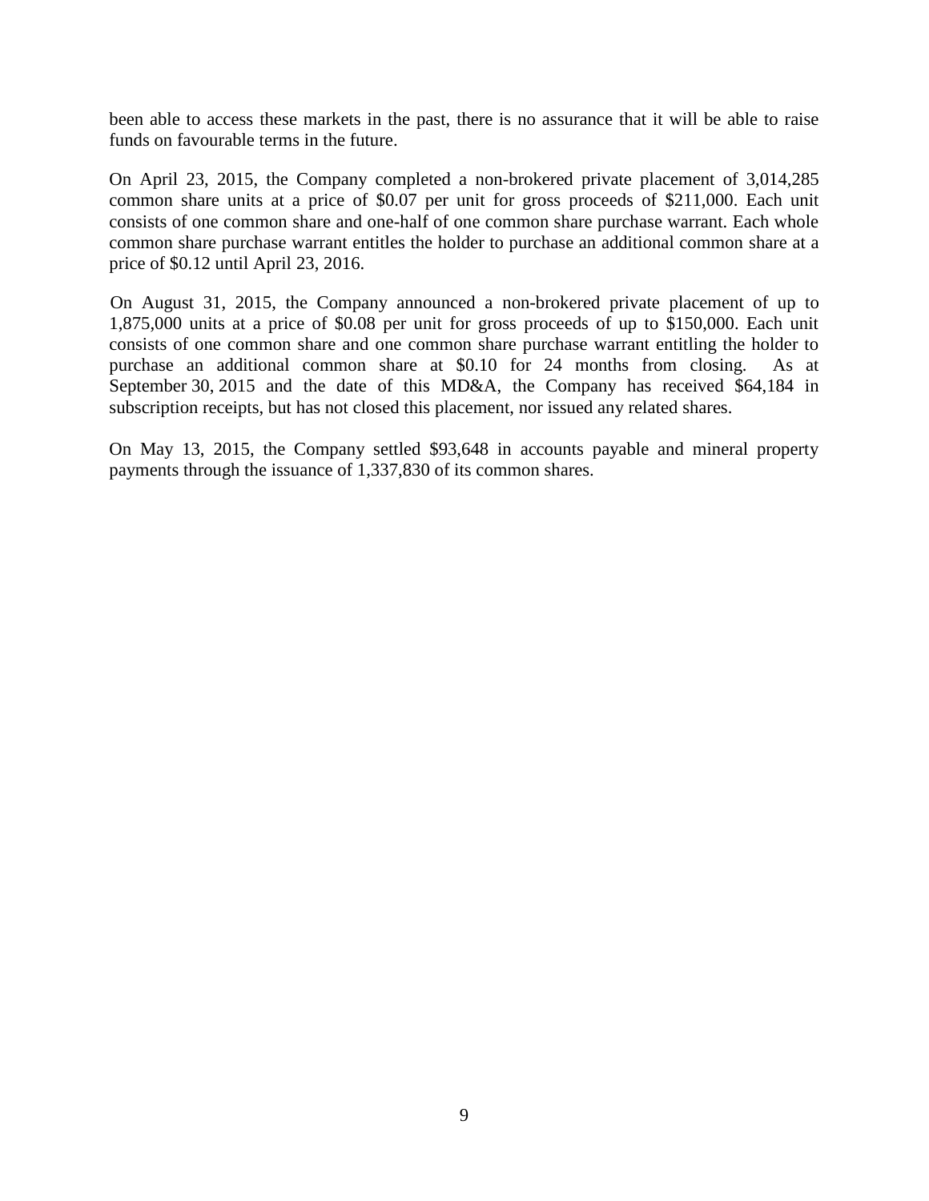been able to access these markets in the past, there is no assurance that it will be able to raise funds on favourable terms in the future.

On April 23, 2015, the Company completed a non-brokered private placement of 3,014,285 common share units at a price of $0.07 per unit for gross proceeds of $211,000. Each unit consists of one common share and one-half of one common share purchase warrant. Each whole common share purchase warrant entitles the holder to purchase an additional common share at a price of $0.12 until April 23, 2016.

On August 31, 2015, the Company announced a non-brokered private placement of up to 1,875,000 units at a price of $0.08 per unit for gross proceeds of up to $150,000. Each unit consists of one common share and one common share purchase warrant entitling the holder to purchase an additional common share at $0.10 for 24 months from closing. As at September 30, 2015 and the date of this MD&A, the Company has received $64,184 in subscription receipts, but has not closed this placement, nor issued any related shares.

On May 13, 2015, the Company settled $93,648 in accounts payable and mineral property payments through the issuance of 1,337,830 of its common shares.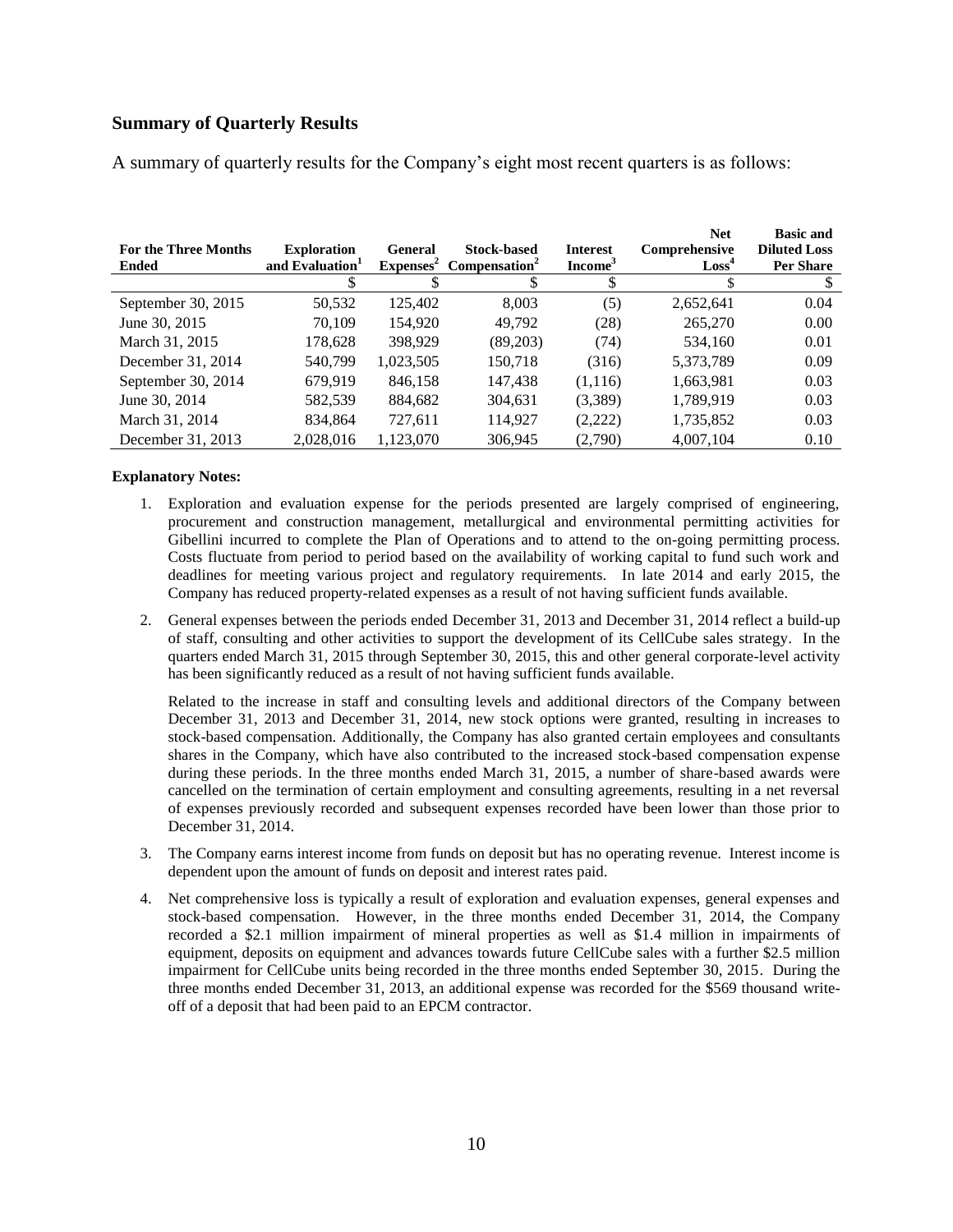## Summary of Quarterly Results

A summary of quarterly results for the Company's eight most recent quarters is as follows:

| For the Three Months Ended | Exploration and Evaluation[1] | General Expenses[2] | Stock-based Compensation[2] | Interest Income[3] | Net Comprehensive Loss[4] | Basic and Diluted Loss Per Share |
|---|---|---|---|---|---|---|
| | $ | $ | $ | $ | $ | $ |
| September 30, 2015 | 50,532 | 125,402 | 8,003 | (5) | 2,652,641 | 0.04 |
| June 30, 2015 | 70,109 | 154,920 | 49,792 | (28) | 265,270 | 0.00 |
| March 31, 2015 | 178,628 | 398,929 | (89,203) | (74) | 534,160 | 0.01 |
| December 31, 2014 | 540,799 | 1,023,505 | 150,718 | (316) | 5,373,789 | 0.09 |
| September 30, 2014 | 679,919 | 846,158 | 147,438 | (1,116) | 1,663,981 | 0.03 |
| June 30, 2014 | 582,539 | 884,682 | 304,631 | (3,389) | 1,789,919 | 0.03 |
| March 31, 2014 | 834,864 | 727,611 | 114,927 | (2,222) | 1,735,852 | 0.03 |
| December 31, 2013 | 2,028,016 | 1,123,070 | 306,945 | (2,790) | 4,007,104 | 0.10 |

**Explanatory Notes:**

1. Exploration and evaluation expense for the periods presented are largely comprised of engineering, procurement and construction management, metallurgical and environmental permitting activities for Gibellini incurred to complete the Plan of Operations and to attend to the on-going permitting process. Costs fluctuate from period to period based on the availability of working capital to fund such work and deadlines for meeting various project and regulatory requirements. In late 2014 and early 2015, the Company has reduced property-related expenses as a result of not having sufficient funds available.

2. General expenses between the periods ended December 31, 2013 and December 31, 2014 reflect a build-up of staff, consulting and other activities to support the development of its CellCube sales strategy. In the quarters ended March 31, 2015 through September 30, 2015, this and other general corporate-level activity has been significantly reduced as a result of not having sufficient funds available.

   Related to the increase in staff and consulting levels and additional directors of the Company between December 31, 2013 and December 31, 2014, new stock options were granted, resulting in increases to stock-based compensation. Additionally, the Company has also granted certain employees and consultants shares in the Company, which have also contributed to the increased stock-based compensation expense during these periods. In the three months ended March 31, 2015, a number of share-based awards were cancelled on the termination of certain employment and consulting agreements, resulting in a net reversal of expenses previously recorded and subsequent expenses recorded have been lower than those prior to December 31, 2014.

3. The Company earns interest income from funds on deposit but has no operating revenue. Interest income is dependent upon the amount of funds on deposit and interest rates paid.

4. Net comprehensive loss is typically a result of exploration and evaluation expenses, general expenses and stock-based compensation. However, in the three months ended December 31, 2014, the Company recorded a $2.1 million impairment of mineral properties as well as $1.4 million in impairments of equipment, deposits on equipment and advances towards future CellCube sales with a further $2.5 million impairment for CellCube units being recorded in the three months ended September 30, 2015. During the three months ended December 31, 2013, an additional expense was recorded for the $569 thousand write-off of a deposit that had been paid to an EPCM contractor.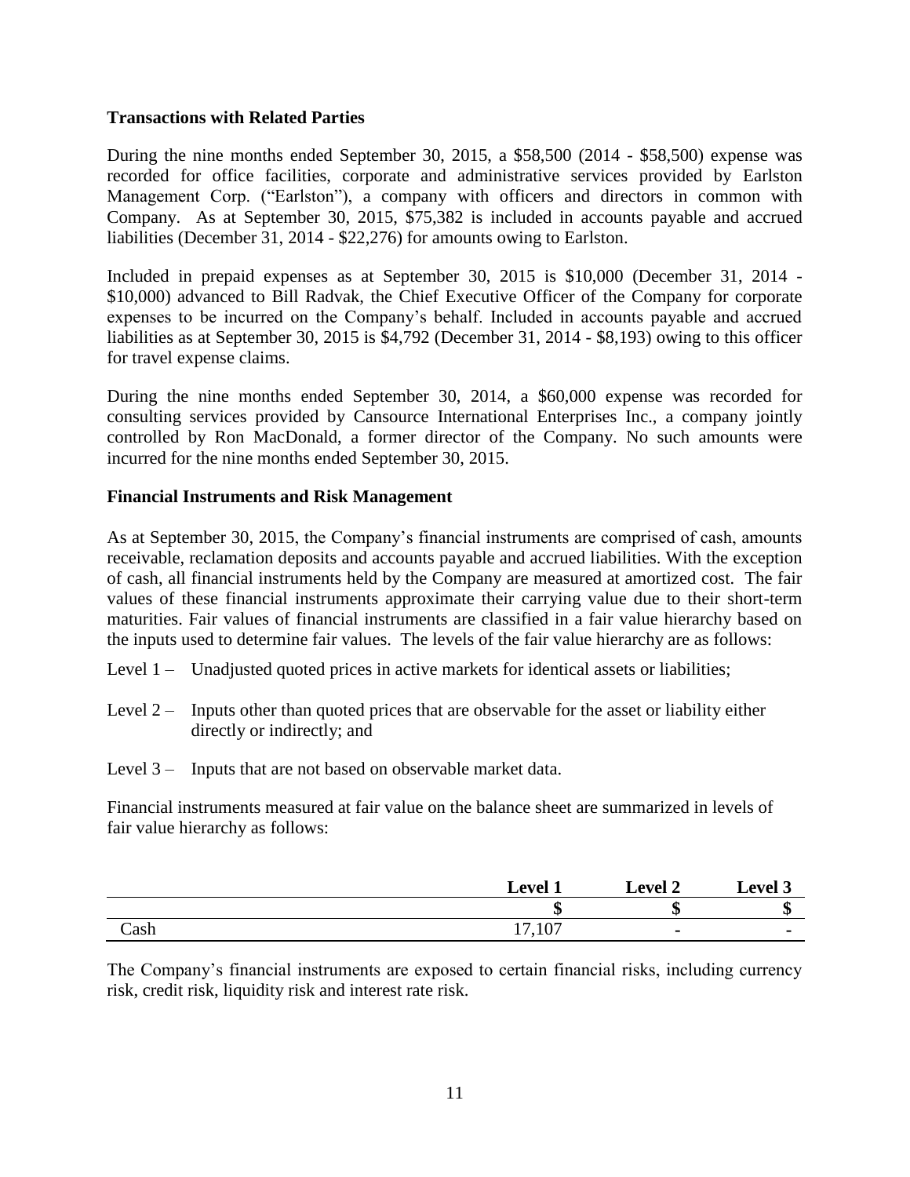**Transactions with Related Parties**

During the nine months ended September 30, 2015, a $58,500 (2014 - $58,500) expense was recorded for office facilities, corporate and administrative services provided by Earlston Management Corp. ("Earlston"), a company with officers and directors in common with Company. As at September 30, 2015, $75,382 is included in accounts payable and accrued liabilities (December 31, 2014 - $22,276) for amounts owing to Earlston.

Included in prepaid expenses as at September 30, 2015 is $10,000 (December 31, 2014 - $10,000) advanced to Bill Radvak, the Chief Executive Officer of the Company for corporate expenses to be incurred on the Company's behalf. Included in accounts payable and accrued liabilities as at September 30, 2015 is $4,792 (December 31, 2014 - $8,193) owing to this officer for travel expense claims.

During the nine months ended September 30, 2014, a $60,000 expense was recorded for consulting services provided by Cansource International Enterprises Inc., a company jointly controlled by Ron MacDonald, a former director of the Company. No such amounts were incurred for the nine months ended September 30, 2015.

**Financial Instruments and Risk Management**

As at September 30, 2015, the Company's financial instruments are comprised of cash, amounts receivable, reclamation deposits and accounts payable and accrued liabilities. With the exception of cash, all financial instruments held by the Company are measured at amortized cost. The fair values of these financial instruments approximate their carrying value due to their short-term maturities. Fair values of financial instruments are classified in a fair value hierarchy based on the inputs used to determine fair values. The levels of the fair value hierarchy are as follows:

Level 1 – Unadjusted quoted prices in active markets for identical assets or liabilities;

Level 2 – Inputs other than quoted prices that are observable for the asset or liability either directly or indirectly; and

Level 3 – Inputs that are not based on observable market data.

Financial instruments measured at fair value on the balance sheet are summarized in levels of fair value hierarchy as follows:

| | Level 1 | Level 2 | Level 3 |
|---|---|---|---|
| | $ | $ | $ |
| Cash | 17,107 | - | - |

The Company's financial instruments are exposed to certain financial risks, including currency risk, credit risk, liquidity risk and interest rate risk.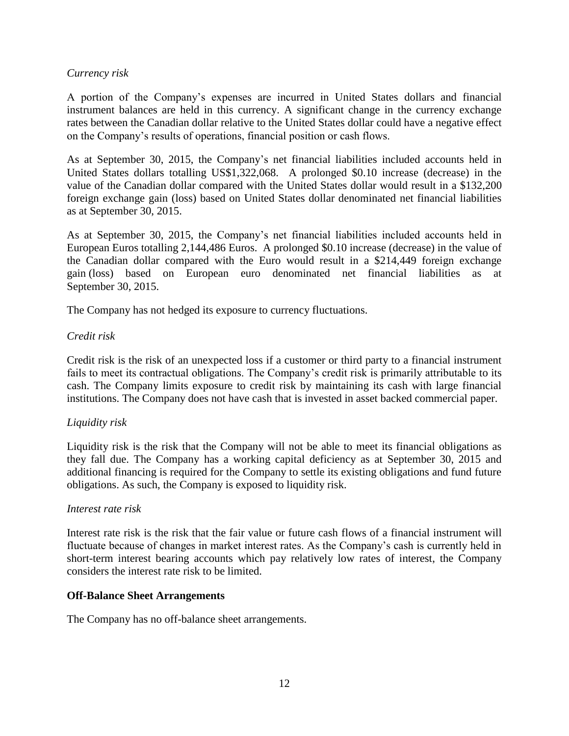*Currency risk*

A portion of the Company's expenses are incurred in United States dollars and financial instrument balances are held in this currency. A significant change in the currency exchange rates between the Canadian dollar relative to the United States dollar could have a negative effect on the Company's results of operations, financial position or cash flows.

As at September 30, 2015, the Company's net financial liabilities included accounts held in United States dollars totalling US$1,322,068. A prolonged $0.10 increase (decrease) in the value of the Canadian dollar compared with the United States dollar would result in a $132,200 foreign exchange gain (loss) based on United States dollar denominated net financial liabilities as at September 30, 2015.

As at September 30, 2015, the Company's net financial liabilities included accounts held in European Euros totalling 2,144,486 Euros. A prolonged $0.10 increase (decrease) in the value of the Canadian dollar compared with the Euro would result in a $214,449 foreign exchange gain (loss) based on European euro denominated net financial liabilities as at September 30, 2015.

The Company has not hedged its exposure to currency fluctuations.

*Credit risk*

Credit risk is the risk of an unexpected loss if a customer or third party to a financial instrument fails to meet its contractual obligations. The Company's credit risk is primarily attributable to its cash. The Company limits exposure to credit risk by maintaining its cash with large financial institutions. The Company does not have cash that is invested in asset backed commercial paper.

*Liquidity risk*

Liquidity risk is the risk that the Company will not be able to meet its financial obligations as they fall due. The Company has a working capital deficiency as at September 30, 2015 and additional financing is required for the Company to settle its existing obligations and fund future obligations. As such, the Company is exposed to liquidity risk.

*Interest rate risk*

Interest rate risk is the risk that the fair value or future cash flows of a financial instrument will fluctuate because of changes in market interest rates. As the Company's cash is currently held in short-term interest bearing accounts which pay relatively low rates of interest, the Company considers the interest rate risk to be limited.

**Off-Balance Sheet Arrangements**

The Company has no off-balance sheet arrangements.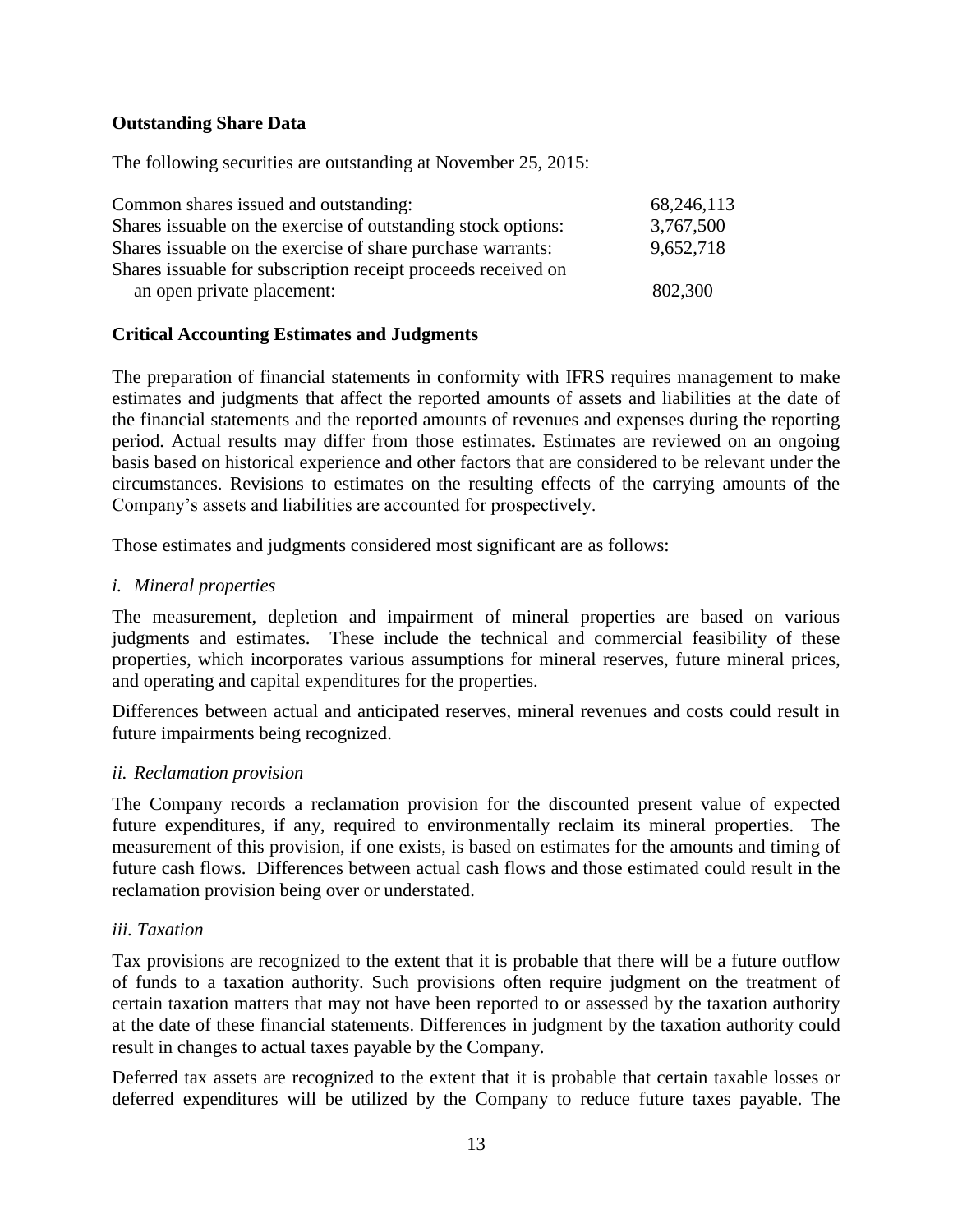**Outstanding Share Data**

The following securities are outstanding at November 25, 2015:

| | |
|---|---|
| Common shares issued and outstanding: | 68,246,113 |
| Shares issuable on the exercise of outstanding stock options: | 3,767,500 |
| Shares issuable on the exercise of share purchase warrants: | 9,652,718 |
| Shares issuable for subscription receipt proceeds received on an open private placement: | 802,300 |

**Critical Accounting Estimates and Judgments**

The preparation of financial statements in conformity with IFRS requires management to make estimates and judgments that affect the reported amounts of assets and liabilities at the date of the financial statements and the reported amounts of revenues and expenses during the reporting period. Actual results may differ from those estimates. Estimates are reviewed on an ongoing basis based on historical experience and other factors that are considered to be relevant under the circumstances. Revisions to estimates on the resulting effects of the carrying amounts of the Company's assets and liabilities are accounted for prospectively.

Those estimates and judgments considered most significant are as follows:

*i. Mineral properties*

The measurement, depletion and impairment of mineral properties are based on various judgments and estimates. These include the technical and commercial feasibility of these properties, which incorporates various assumptions for mineral reserves, future mineral prices, and operating and capital expenditures for the properties.

Differences between actual and anticipated reserves, mineral revenues and costs could result in future impairments being recognized.

*ii. Reclamation provision*

The Company records a reclamation provision for the discounted present value of expected future expenditures, if any, required to environmentally reclaim its mineral properties. The measurement of this provision, if one exists, is based on estimates for the amounts and timing of future cash flows. Differences between actual cash flows and those estimated could result in the reclamation provision being over or understated.

*iii. Taxation*

Tax provisions are recognized to the extent that it is probable that there will be a future outflow of funds to a taxation authority. Such provisions often require judgment on the treatment of certain taxation matters that may not have been reported to or assessed by the taxation authority at the date of these financial statements. Differences in judgment by the taxation authority could result in changes to actual taxes payable by the Company.

Deferred tax assets are recognized to the extent that it is probable that certain taxable losses or deferred expenditures will be utilized by the Company to reduce future taxes payable. The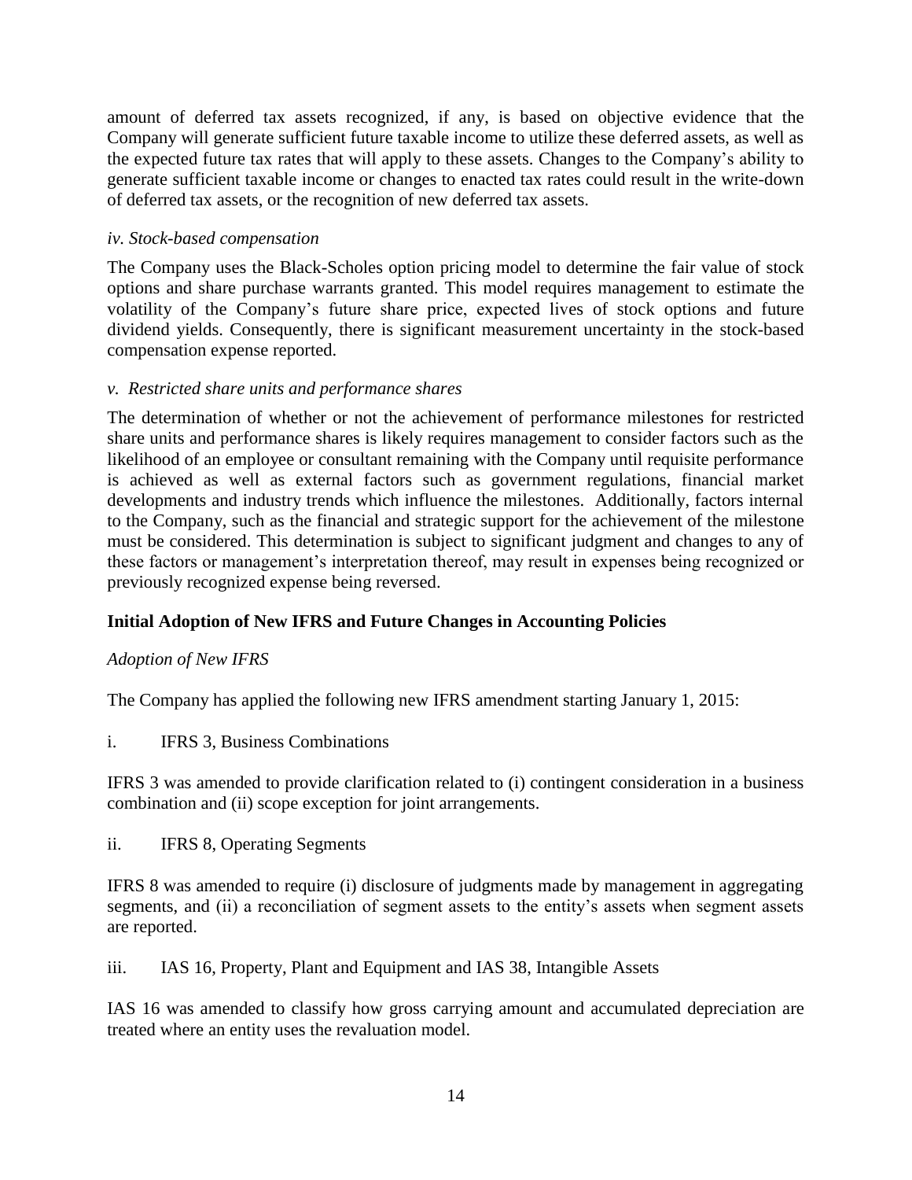amount of deferred tax assets recognized, if any, is based on objective evidence that the Company will generate sufficient future taxable income to utilize these deferred assets, as well as the expected future tax rates that will apply to these assets. Changes to the Company's ability to generate sufficient taxable income or changes to enacted tax rates could result in the write-down of deferred tax assets, or the recognition of new deferred tax assets.

*iv. Stock-based compensation*

The Company uses the Black-Scholes option pricing model to determine the fair value of stock options and share purchase warrants granted. This model requires management to estimate the volatility of the Company's future share price, expected lives of stock options and future dividend yields. Consequently, there is significant measurement uncertainty in the stock-based compensation expense reported.

*v. Restricted share units and performance shares*

The determination of whether or not the achievement of performance milestones for restricted share units and performance shares is likely requires management to consider factors such as the likelihood of an employee or consultant remaining with the Company until requisite performance is achieved as well as external factors such as government regulations, financial market developments and industry trends which influence the milestones. Additionally, factors internal to the Company, such as the financial and strategic support for the achievement of the milestone must be considered. This determination is subject to significant judgment and changes to any of these factors or management's interpretation thereof, may result in expenses being recognized or previously recognized expense being reversed.

## Initial Adoption of New IFRS and Future Changes in Accounting Policies

*Adoption of New IFRS*

The Company has applied the following new IFRS amendment starting January 1, 2015:

i. IFRS 3, Business Combinations

IFRS 3 was amended to provide clarification related to (i) contingent consideration in a business combination and (ii) scope exception for joint arrangements.

ii. IFRS 8, Operating Segments

IFRS 8 was amended to require (i) disclosure of judgments made by management in aggregating segments, and (ii) a reconciliation of segment assets to the entity's assets when segment assets are reported.

iii. IAS 16, Property, Plant and Equipment and IAS 38, Intangible Assets

IAS 16 was amended to classify how gross carrying amount and accumulated depreciation are treated where an entity uses the revaluation model.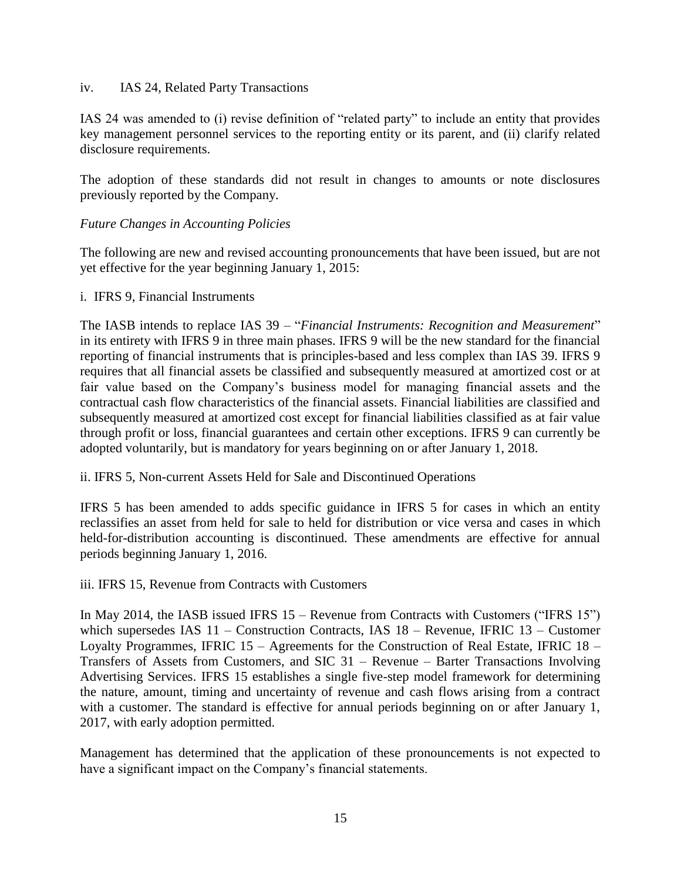iv. IAS 24, Related Party Transactions

IAS 24 was amended to (i) revise definition of "related party" to include an entity that provides key management personnel services to the reporting entity or its parent, and (ii) clarify related disclosure requirements.

The adoption of these standards did not result in changes to amounts or note disclosures previously reported by the Company.

*Future Changes in Accounting Policies*

The following are new and revised accounting pronouncements that have been issued, but are not yet effective for the year beginning January 1, 2015:

i. IFRS 9, Financial Instruments

The IASB intends to replace IAS 39 – "*Financial Instruments: Recognition and Measurement*" in its entirety with IFRS 9 in three main phases. IFRS 9 will be the new standard for the financial reporting of financial instruments that is principles-based and less complex than IAS 39. IFRS 9 requires that all financial assets be classified and subsequently measured at amortized cost or at fair value based on the Company's business model for managing financial assets and the contractual cash flow characteristics of the financial assets. Financial liabilities are classified and subsequently measured at amortized cost except for financial liabilities classified as at fair value through profit or loss, financial guarantees and certain other exceptions. IFRS 9 can currently be adopted voluntarily, but is mandatory for years beginning on or after January 1, 2018.

ii. IFRS 5, Non-current Assets Held for Sale and Discontinued Operations

IFRS 5 has been amended to adds specific guidance in IFRS 5 for cases in which an entity reclassifies an asset from held for sale to held for distribution or vice versa and cases in which held-for-distribution accounting is discontinued. These amendments are effective for annual periods beginning January 1, 2016.

iii. IFRS 15, Revenue from Contracts with Customers

In May 2014, the IASB issued IFRS 15 – Revenue from Contracts with Customers ("IFRS 15") which supersedes IAS 11 – Construction Contracts, IAS 18 – Revenue, IFRIC 13 – Customer Loyalty Programmes, IFRIC 15 – Agreements for the Construction of Real Estate, IFRIC 18 – Transfers of Assets from Customers, and SIC 31 – Revenue – Barter Transactions Involving Advertising Services. IFRS 15 establishes a single five-step model framework for determining the nature, amount, timing and uncertainty of revenue and cash flows arising from a contract with a customer. The standard is effective for annual periods beginning on or after January 1, 2017, with early adoption permitted.

Management has determined that the application of these pronouncements is not expected to have a significant impact on the Company's financial statements.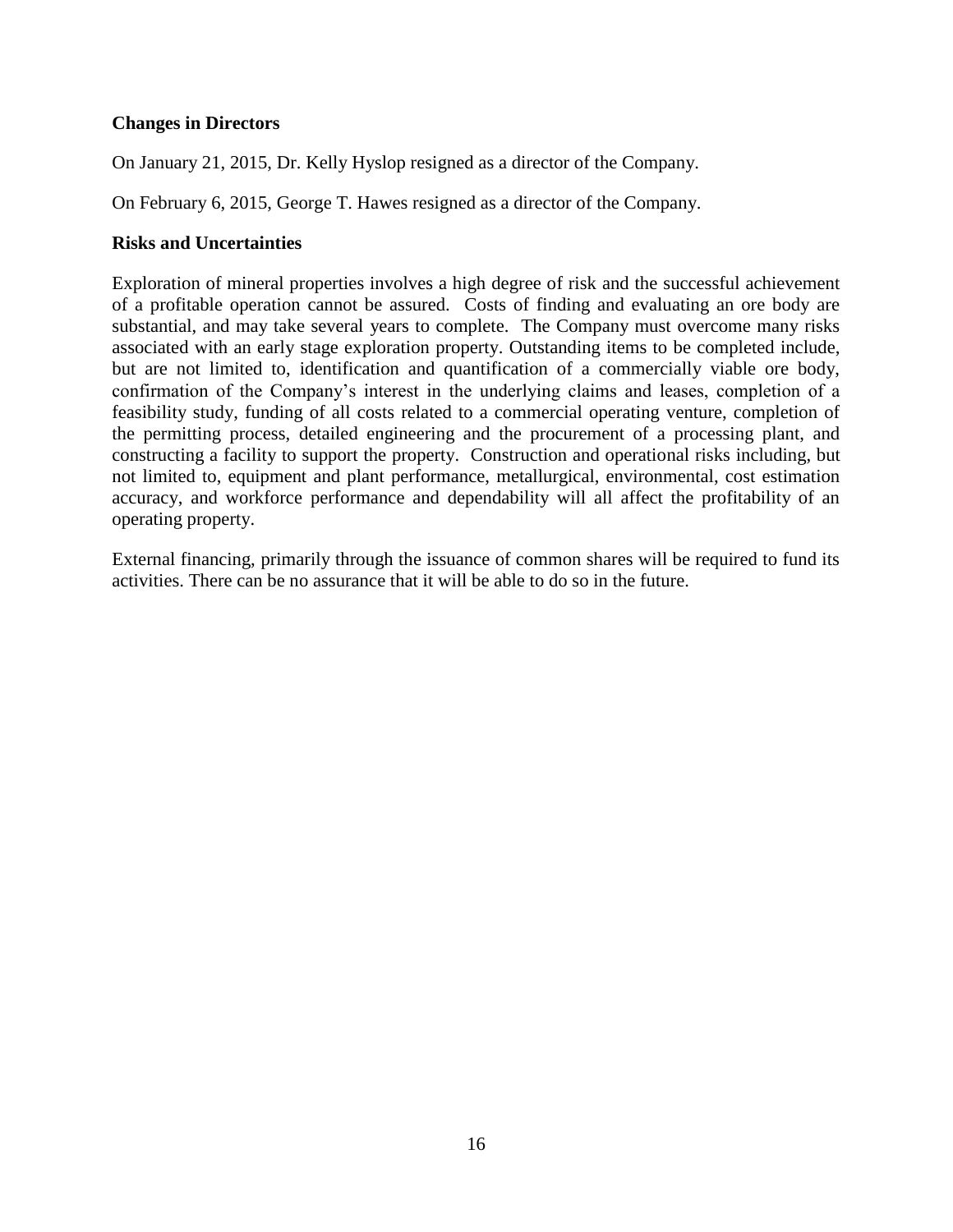**Changes in Directors**

On January 21, 2015, Dr. Kelly Hyslop resigned as a director of the Company.

On February 6, 2015, George T. Hawes resigned as a director of the Company.

**Risks and Uncertainties**

Exploration of mineral properties involves a high degree of risk and the successful achievement of a profitable operation cannot be assured. Costs of finding and evaluating an ore body are substantial, and may take several years to complete. The Company must overcome many risks associated with an early stage exploration property. Outstanding items to be completed include, but are not limited to, identification and quantification of a commercially viable ore body, confirmation of the Company's interest in the underlying claims and leases, completion of a feasibility study, funding of all costs related to a commercial operating venture, completion of the permitting process, detailed engineering and the procurement of a processing plant, and constructing a facility to support the property. Construction and operational risks including, but not limited to, equipment and plant performance, metallurgical, environmental, cost estimation accuracy, and workforce performance and dependability will all affect the profitability of an operating property.

External financing, primarily through the issuance of common shares will be required to fund its activities. There can be no assurance that it will be able to do so in the future.